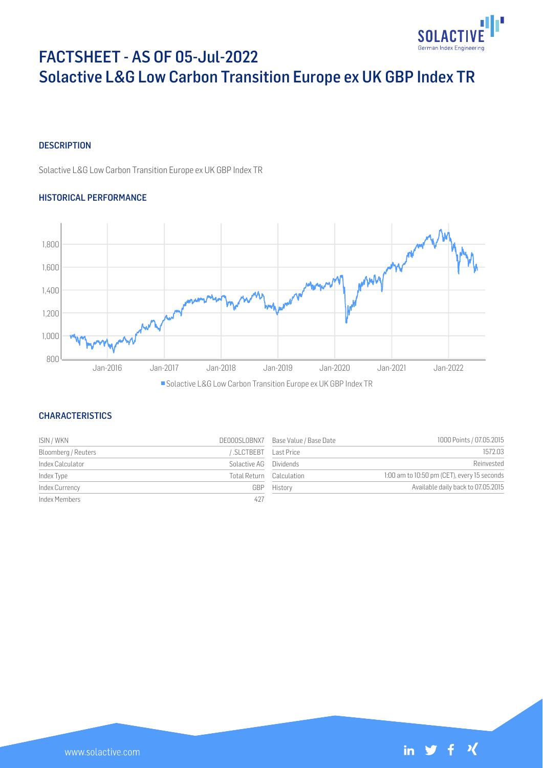# FACTSHEET - AS OF 05-Jul-2022
# Solactive L&G Low Carbon Transition Europe ex UK GBP Index TR

## DESCRIPTION

Solactive L&G Low Carbon Transition Europe ex UK GBP Index TR

## HISTORICAL PERFORMANCE

## CHARACTERISTICS

| ISIN / WKN | DE000SL0BNX7 | Base Value / Base Date | 1000 Points / 07.05.2015 |
|---|---|---|---|
| Bloomberg / Reuters | / .SLCTBEBT | Last Price | 1572.03 |
| Index Calculator | Solactive AG | Dividends | Reinvested |
| Index Type | Total Return | Calculation | 1:00 am to 10:50 pm (CET), every 15 seconds |
| Index Currency | GBP | History | Available daily back to 07.05.2015 |
| Index Members | 427 | | |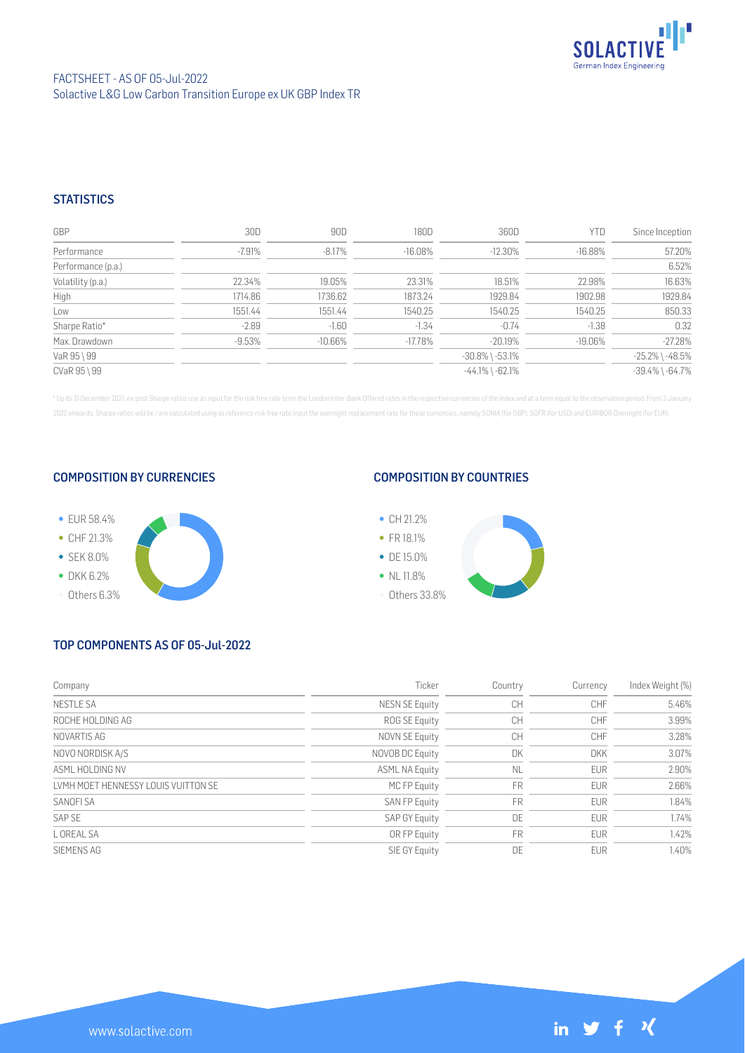FACTSHEET - AS OF 05-Jul-2022
Solactive L&G Low Carbon Transition Europe ex UK GBP Index TR

## STATISTICS

| GBP | 30D | 90D | 180D | 360D | YTD | Since Inception |
|---|---|---|---|---|---|---|
| Performance | -7.91% | -8.17% | -16.08% | -12.30% | -16.88% | 57.20% |
| Performance (p.a.) | | | | | | 6.52% |
| Volatility (p.a.) | 22.34% | 19.05% | 23.31% | 18.51% | 22.98% | 16.63% |
| High | 1714.86 | 1736.62 | 1873.24 | 1929.84 | 1902.98 | 1929.84 |
| Low | 1551.44 | 1551.44 | 1540.25 | 1540.25 | 1540.25 | 850.33 |
| Sharpe Ratio* | -2.89 | -1.60 | -1.34 | -0.74 | -1.38 | 0.32 |
| Max. Drawdown | -9.53% | -10.66% | -17.78% | -20.19% | -19.06% | -27.28% |
| VaR 95 \ 99 | | | | -30.8% \ -53.1% | | -25.2% \ -48.5% |
| CVaR 95 \ 99 | | | | -44.1% \ -62.1% | | -39.4% \ -64.7% |

* Up to 31 December 2021, ex-post Sharpe ratios use as input for the risk free rate term the London Inter-Bank Offered rates in the respective currencies of the index and at a term equal to the observation period. From 3 January 2022 onwards, Sharpe ratios will be / are calculated using as reference risk free rate input the overnight replacement rate for these currencies, namely SONIA (for GBP), SOFR (for USD) and EURIBOR Overnight (for EUR).

## COMPOSITION BY CURRENCIES

- EUR 58.4%
- CHF 21.3%
- SEK 8.0%
- DKK 6.2%
- Others 6.3%

## COMPOSITION BY COUNTRIES

- CH 21.2%
- FR 18.1%
- DE 15.0%
- NL 11.8%
- Others 33.8%

## TOP COMPONENTS AS OF 05-Jul-2022

| Company | Ticker | Country | Currency | Index Weight (%) |
|---|---|---|---|---|
| NESTLE SA | NESN SE Equity | CH | CHF | 5.46% |
| ROCHE HOLDING AG | ROG SE Equity | CH | CHF | 3.99% |
| NOVARTIS AG | NOVN SE Equity | CH | CHF | 3.28% |
| NOVO NORDISK A/S | NOVOB DC Equity | DK | DKK | 3.07% |
| ASML HOLDING NV | ASML NA Equity | NL | EUR | 2.90% |
| LVMH MOET HENNESSY LOUIS VUITTON SE | MC FP Equity | FR | EUR | 2.66% |
| SANOFI SA | SAN FP Equity | FR | EUR | 1.84% |
| SAP SE | SAP GY Equity | DE | EUR | 1.74% |
| L OREAL SA | OR FP Equity | FR | EUR | 1.42% |
| SIEMENS AG | SIE GY Equity | DE | EUR | 1.40% |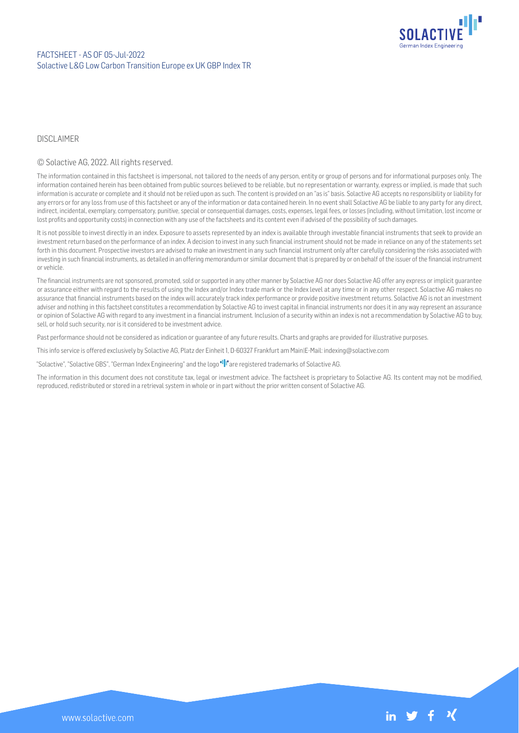FACTSHEET - AS OF 05-Jul-2022
Solactive L&G Low Carbon Transition Europe ex UK GBP Index TR

## DISCLAIMER

© Solactive AG, 2022. All rights reserved.

The information contained in this factsheet is impersonal, not tailored to the needs of any person, entity or group of persons and for informational purposes only. The information contained herein has been obtained from public sources believed to be reliable, but no representation or warranty, express or implied, is made that such information is accurate or complete and it should not be relied upon as such. The content is provided on an "as is" basis. Solactive AG accepts no responsibility or liability for any errors or for any loss from use of this factsheet or any of the information or data contained herein. In no event shall Solactive AG be liable to any party for any direct, indirect, incidental, exemplary, compensatory, punitive, special or consequential damages, costs, expenses, legal fees, or losses (including, without limitation, lost income or lost profits and opportunity costs) in connection with any use of the factsheets and its content even if advised of the possibility of such damages.

It is not possible to invest directly in an index. Exposure to assets represented by an index is available through investable financial instruments that seek to provide an investment return based on the performance of an index. A decision to invest in any such financial instrument should not be made in reliance on any of the statements set forth in this document. Prospective investors are advised to make an investment in any such financial instrument only after carefully considering the risks associated with investing in such financial instruments, as detailed in an offering memorandum or similar document that is prepared by or on behalf of the issuer of the financial instrument or vehicle.

The financial instruments are not sponsored, promoted, sold or supported in any other manner by Solactive AG nor does Solactive AG offer any express or implicit guarantee or assurance either with regard to the results of using the Index and/or Index trade mark or the Index level at any time or in any other respect. Solactive AG makes no assurance that financial instruments based on the index will accurately track index performance or provide positive investment returns. Solactive AG is not an investment adviser and nothing in this factsheet constitutes a recommendation by Solactive AG to invest capital in financial instruments nor does it in any way represent an assurance or opinion of Solactive AG with regard to any investment in a financial instrument. Inclusion of a security within an index is not a recommendation by Solactive AG to buy, sell, or hold such security, nor is it considered to be investment advice.

Past performance should not be considered as indication or guarantee of any future results. Charts and graphs are provided for illustrative purposes.

This info service is offered exclusively by Solactive AG, Platz der Einheit 1, D-60327 Frankfurt am Main|E-Mail: indexing@solactive.com

"Solactive", "Solactive GBS", "German Index Engineering" and the logo are registered trademarks of Solactive AG.

The information in this document does not constitute tax, legal or investment advice. The factsheet is proprietary to Solactive AG. Its content may not be modified, reproduced, redistributed or stored in a retrieval system in whole or in part without the prior written consent of Solactive AG.

www.solactive.com